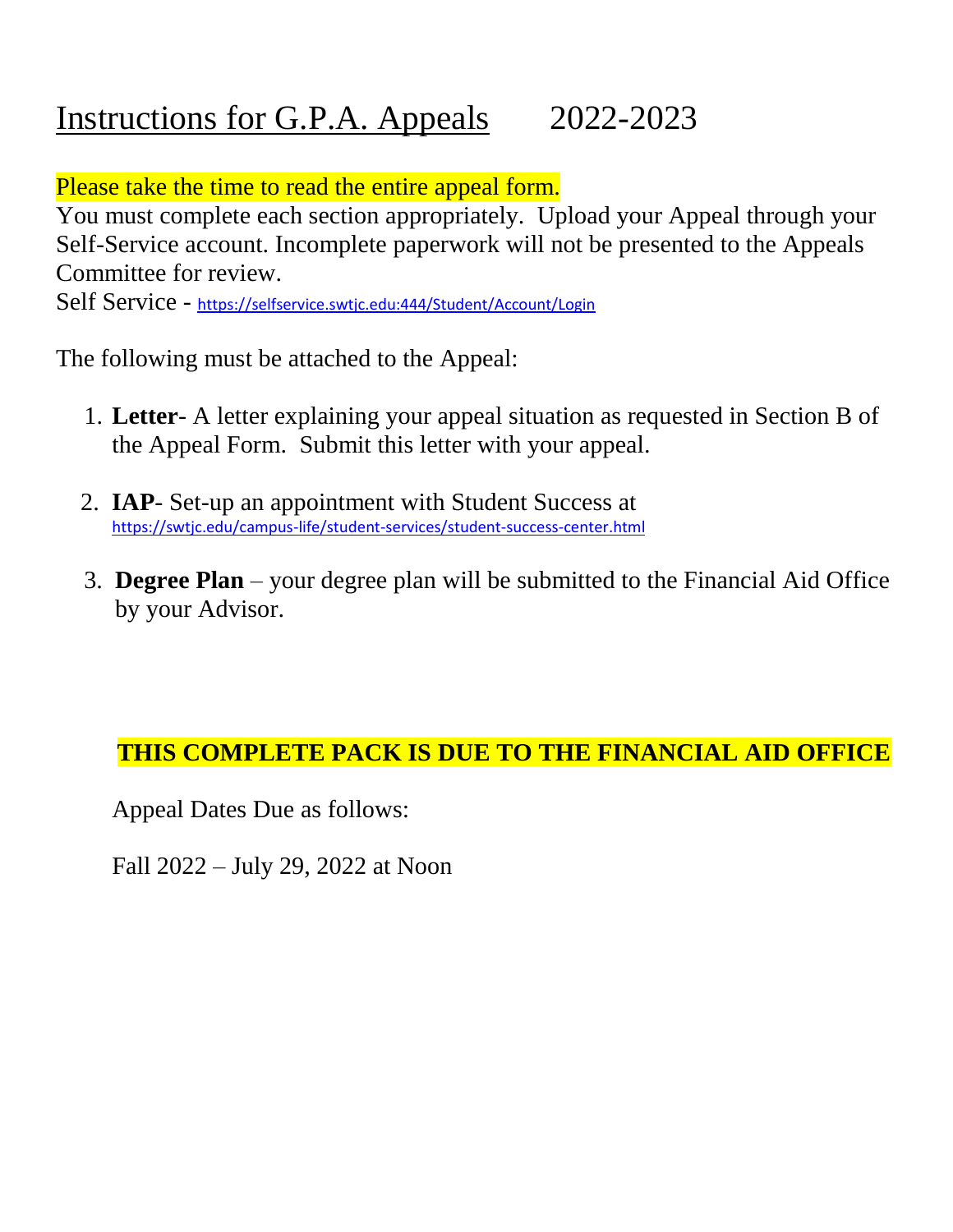# Instructions for G.P.A. Appeals 2022-2023

Please take the time to read the entire appeal form.
You must complete each section appropriately. Upload your Appeal through your Self-Service account. Incomplete paperwork will not be presented to the Appeals Committee for review.
Self Service - https://selfservice.swtjc.edu:444/Student/Account/Login

The following must be attached to the Appeal:

1. **Letter**- A letter explaining your appeal situation as requested in Section B of the Appeal Form. Submit this letter with your appeal.

2. **IAP**- Set-up an appointment with Student Success at https://swtjc.edu/campus-life/student-services/student-success-center.html

3. **Degree Plan** – your degree plan will be submitted to the Financial Aid Office by your Advisor.

**THIS COMPLETE PACK IS DUE TO THE FINANCIAL AID OFFICE**

Appeal Dates Due as follows:

Fall 2022 – July 29, 2022 at Noon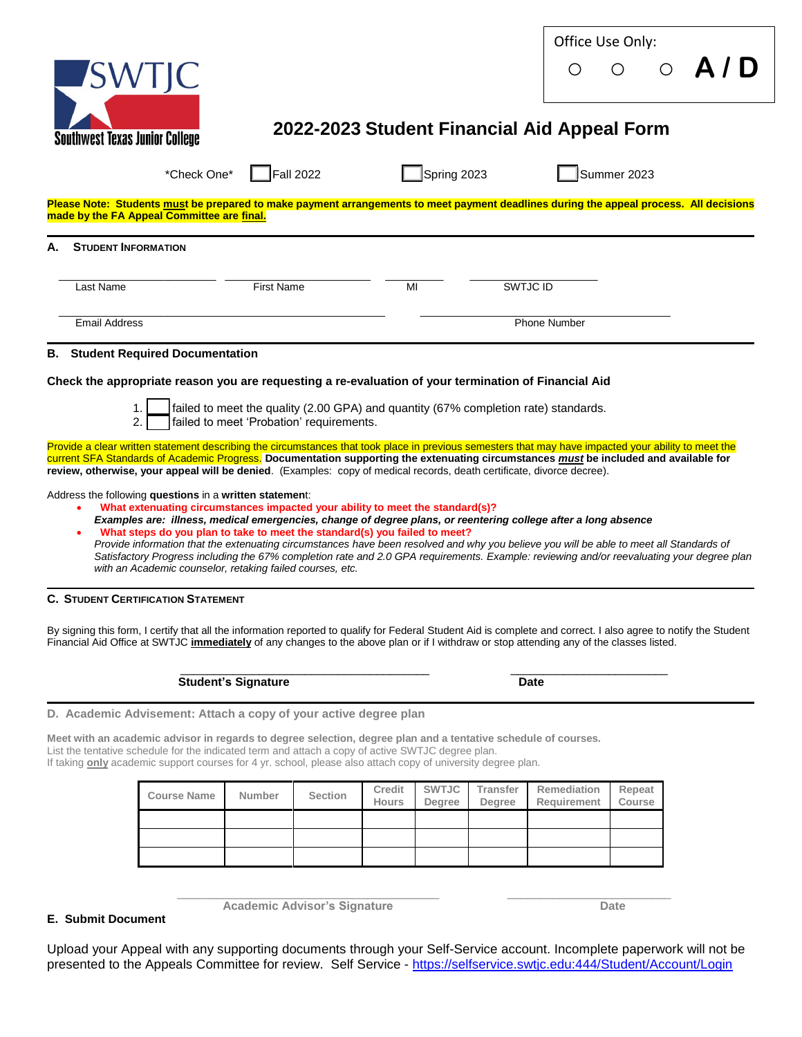Office Use Only:

○ ○ ○ **A / D**

SWTJC
Southwest Texas Junior College

# 2022-2023 Student Financial Aid Appeal Form

\*Check One\* ☐ Fall 2022 ☐ Spring 2023 ☐ Summer 2023

**Please Note: Students must be prepared to make payment arrangements to meet payment deadlines during the appeal process. All decisions made by the FA Appeal Committee are final.**

## A. Student Information

Last Name ______ First Name ______ MI ______ SWTJC ID ______

Email Address ______ Phone Number ______

## B. Student Required Documentation

**Check the appropriate reason you are requesting a re-evaluation of your termination of Financial Aid**

1. ☐ failed to meet the quality (2.00 GPA) and quantity (67% completion rate) standards.
2. ☐ failed to meet 'Probation' requirements.

Provide a clear written statement describing the circumstances that took place in previous semesters that may have impacted your ability to meet the current SFA Standards of Academic Progress. **Documentation supporting the extenuating circumstances *must* be included and available for review, otherwise, your appeal will be denied**. (Examples: copy of medical records, death certificate, divorce decree).

Address the following **questions** in a **written statement**:

- **What extenuating circumstances impacted your ability to meet the standard(s)?**
  ***Examples are: illness, medical emergencies, change of degree plans, or reentering college after a long absence***
- **What steps do you plan to take to meet the standard(s) you failed to meet?**
  *Provide information that the extenuating circumstances have been resolved and why you believe you will be able to meet all Standards of Satisfactory Progress including the 67% completion rate and 2.0 GPA requirements. Example: reviewing and/or reevaluating your degree plan with an Academic counselor, retaking failed courses, etc.*

## C. Student Certification Statement

By signing this form, I certify that all the information reported to qualify for Federal Student Aid is complete and correct. I also agree to notify the Student Financial Aid Office at SWTJC **immediately** of any changes to the above plan or if I withdraw or stop attending any of the classes listed.

______________________________ ______________________
**Student's Signature** **Date**

## D. Academic Advisement: Attach a copy of your active degree plan

**Meet with an academic advisor in regards to degree selection, degree plan and a tentative schedule of courses.**
List the tentative schedule for the indicated term and attach a copy of active SWTJC degree plan.
If taking **only** academic support courses for 4 yr. school, please also attach copy of university degree plan.

| Course Name | Number | Section | Credit Hours | SWTJC Degree | Transfer Degree | Remediation Requirement | Repeat Course |
|---|---|---|---|---|---|---|---|
| | | | | | | | |
| | | | | | | | |
| | | | | | | | |

______________________________ ______________________
**Academic Advisor's Signature** **Date**

## E. Submit Document

Upload your Appeal with any supporting documents through your Self-Service account. Incomplete paperwork will not be presented to the Appeals Committee for review. Self Service - https://selfservice.swtjc.edu:444/Student/Account/Login